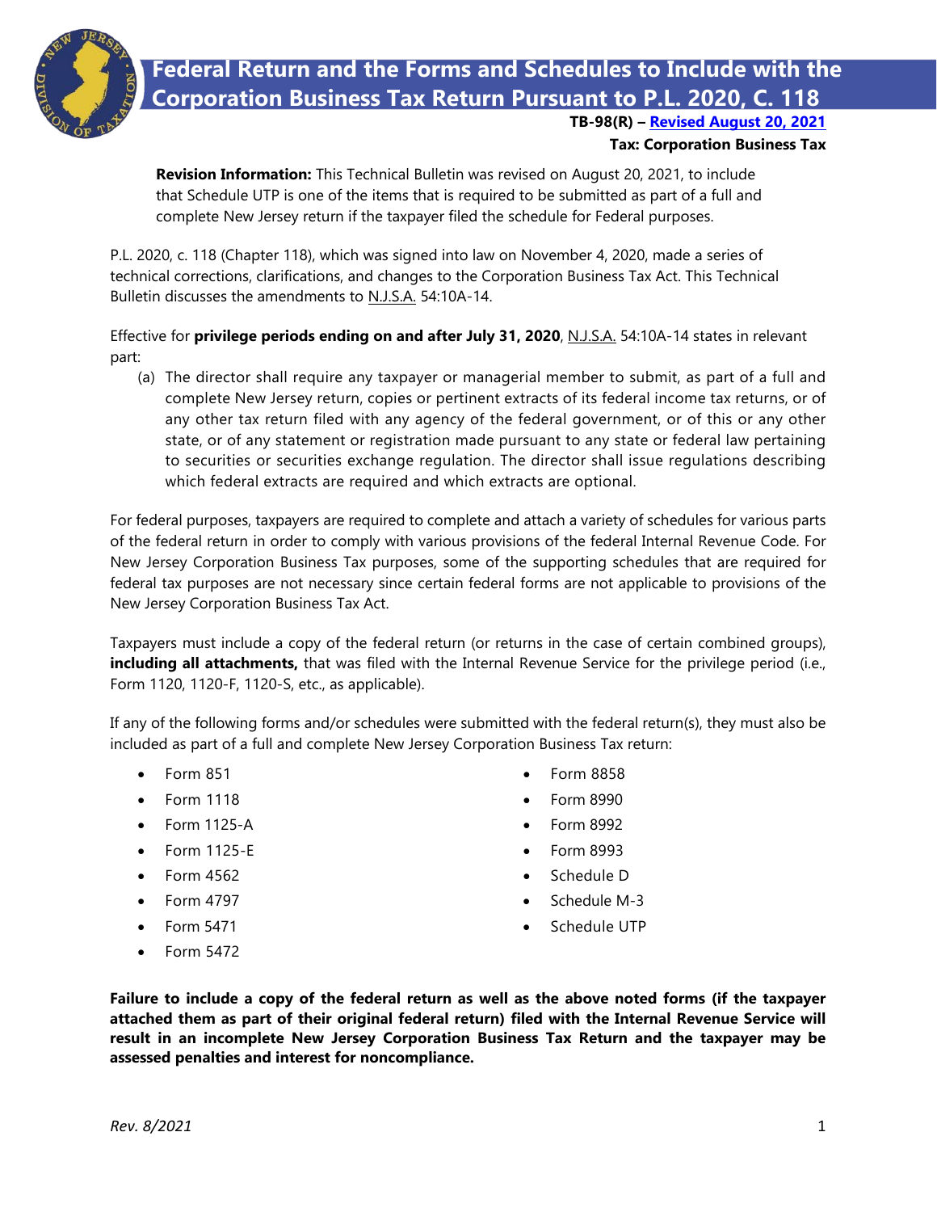# Federal Return and the Forms and Schedules to Include with the Corporation Business Tax Return Pursuant to P.L. 2020, C. 118

**TB-98(R) – Revised August 20, 2021**

**Tax: Corporation Business Tax**

**Revision Information:** This Technical Bulletin was revised on August 20, 2021, to include that Schedule UTP is one of the items that is required to be submitted as part of a full and complete New Jersey return if the taxpayer filed the schedule for Federal purposes.

P.L. 2020, c. 118 (Chapter 118), which was signed into law on November 4, 2020, made a series of technical corrections, clarifications, and changes to the Corporation Business Tax Act. This Technical Bulletin discusses the amendments to N.J.S.A. 54:10A-14.

Effective for **privilege periods ending on and after July 31, 2020**, N.J.S.A. 54:10A-14 states in relevant part:

(a) The director shall require any taxpayer or managerial member to submit, as part of a full and complete New Jersey return, copies or pertinent extracts of its federal income tax returns, or of any other tax return filed with any agency of the federal government, or of this or any other state, or of any statement or registration made pursuant to any state or federal law pertaining to securities or securities exchange regulation. The director shall issue regulations describing which federal extracts are required and which extracts are optional.

For federal purposes, taxpayers are required to complete and attach a variety of schedules for various parts of the federal return in order to comply with various provisions of the federal Internal Revenue Code. For New Jersey Corporation Business Tax purposes, some of the supporting schedules that are required for federal tax purposes are not necessary since certain federal forms are not applicable to provisions of the New Jersey Corporation Business Tax Act.

Taxpayers must include a copy of the federal return (or returns in the case of certain combined groups), **including all attachments,** that was filed with the Internal Revenue Service for the privilege period (i.e., Form 1120, 1120-F, 1120-S, etc., as applicable).

If any of the following forms and/or schedules were submitted with the federal return(s), they must also be included as part of a full and complete New Jersey Corporation Business Tax return:

- Form 851
- Form 1118
- Form 1125-A
- Form 1125-E
- Form 4562
- Form 4797
- Form 5471
- Form 5472
- Form 8858
- Form 8990
- Form 8992
- Form 8993
- Schedule D
- Schedule M-3
- Schedule UTP

**Failure to include a copy of the federal return as well as the above noted forms (if the taxpayer attached them as part of their original federal return) filed with the Internal Revenue Service will result in an incomplete New Jersey Corporation Business Tax Return and the taxpayer may be assessed penalties and interest for noncompliance.**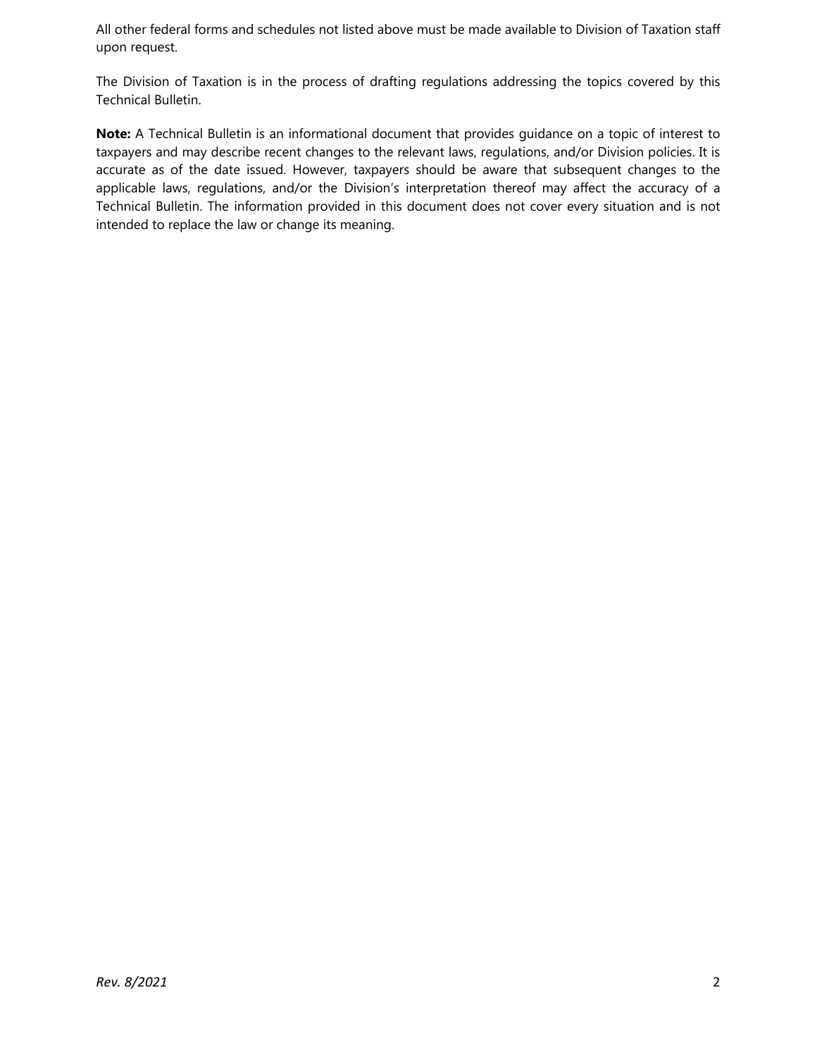All other federal forms and schedules not listed above must be made available to Division of Taxation staff upon request.

The Division of Taxation is in the process of drafting regulations addressing the topics covered by this Technical Bulletin.

**Note:** A Technical Bulletin is an informational document that provides guidance on a topic of interest to taxpayers and may describe recent changes to the relevant laws, regulations, and/or Division policies. It is accurate as of the date issued. However, taxpayers should be aware that subsequent changes to the applicable laws, regulations, and/or the Division's interpretation thereof may affect the accuracy of a Technical Bulletin. The information provided in this document does not cover every situation and is not intended to replace the law or change its meaning.